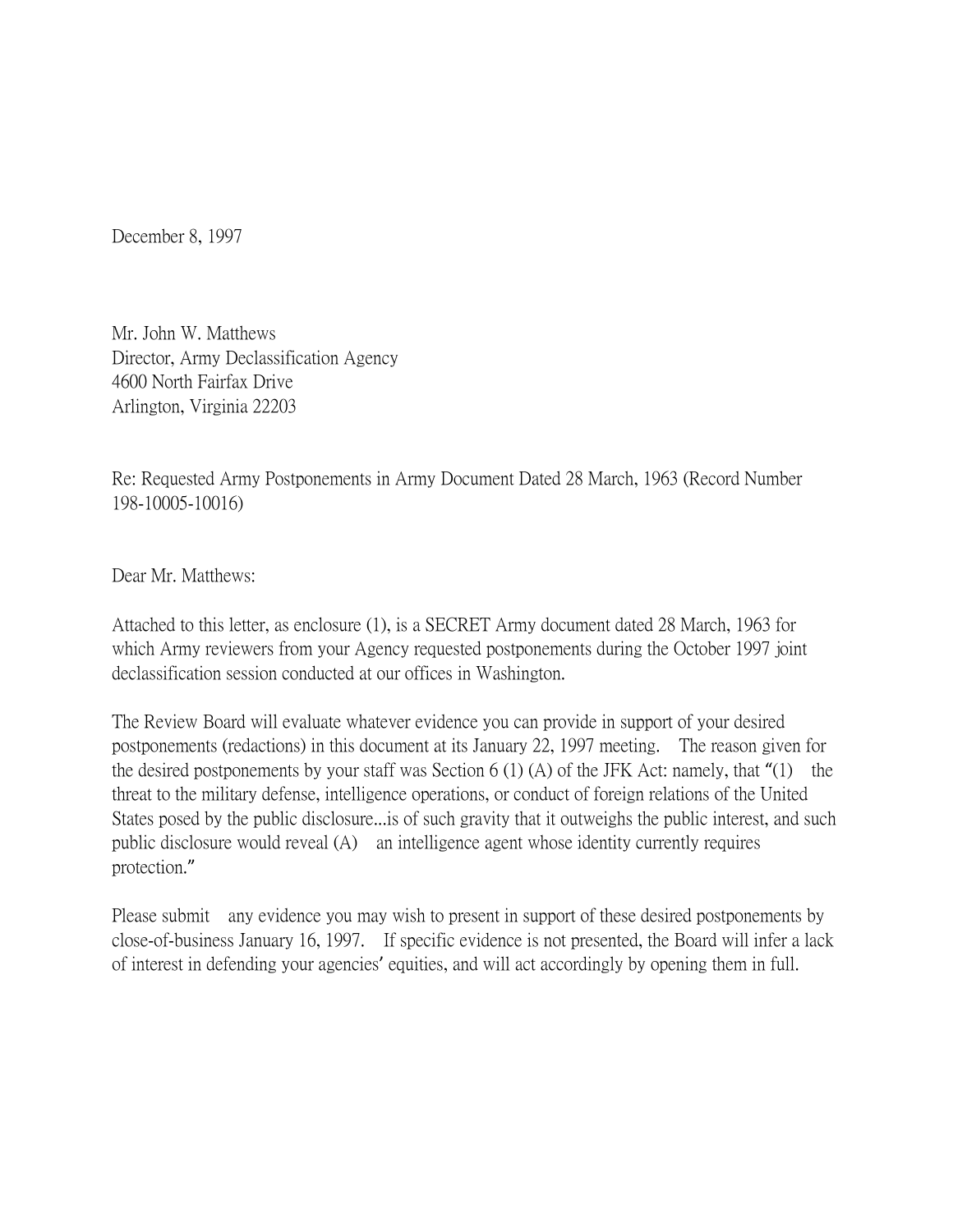December 8, 1997

Mr. John W. Matthews
Director, Army Declassification Agency
4600 North Fairfax Drive
Arlington, Virginia 22203

Re: Requested Army Postponements in Army Document Dated 28 March, 1963 (Record Number 198-10005-10016)

Dear Mr. Matthews:

Attached to this letter, as enclosure (1), is a SECRET Army document dated 28 March, 1963 for which Army reviewers from your Agency requested postponements during the October 1997 joint declassification session conducted at our offices in Washington.

The Review Board will evaluate whatever evidence you can provide in support of your desired postponements (redactions) in this document at its January 22, 1997 meeting. The reason given for the desired postponements by your staff was Section 6 (1) (A) of the JFK Act: namely, that "(1) the threat to the military defense, intelligence operations, or conduct of foreign relations of the United States posed by the public disclosure...is of such gravity that it outweighs the public interest, and such public disclosure would reveal (A) an intelligence agent whose identity currently requires protection."

Please submit any evidence you may wish to present in support of these desired postponements by close-of-business January 16, 1997. If specific evidence is not presented, the Board will infer a lack of interest in defending your agencies' equities, and will act accordingly by opening them in full.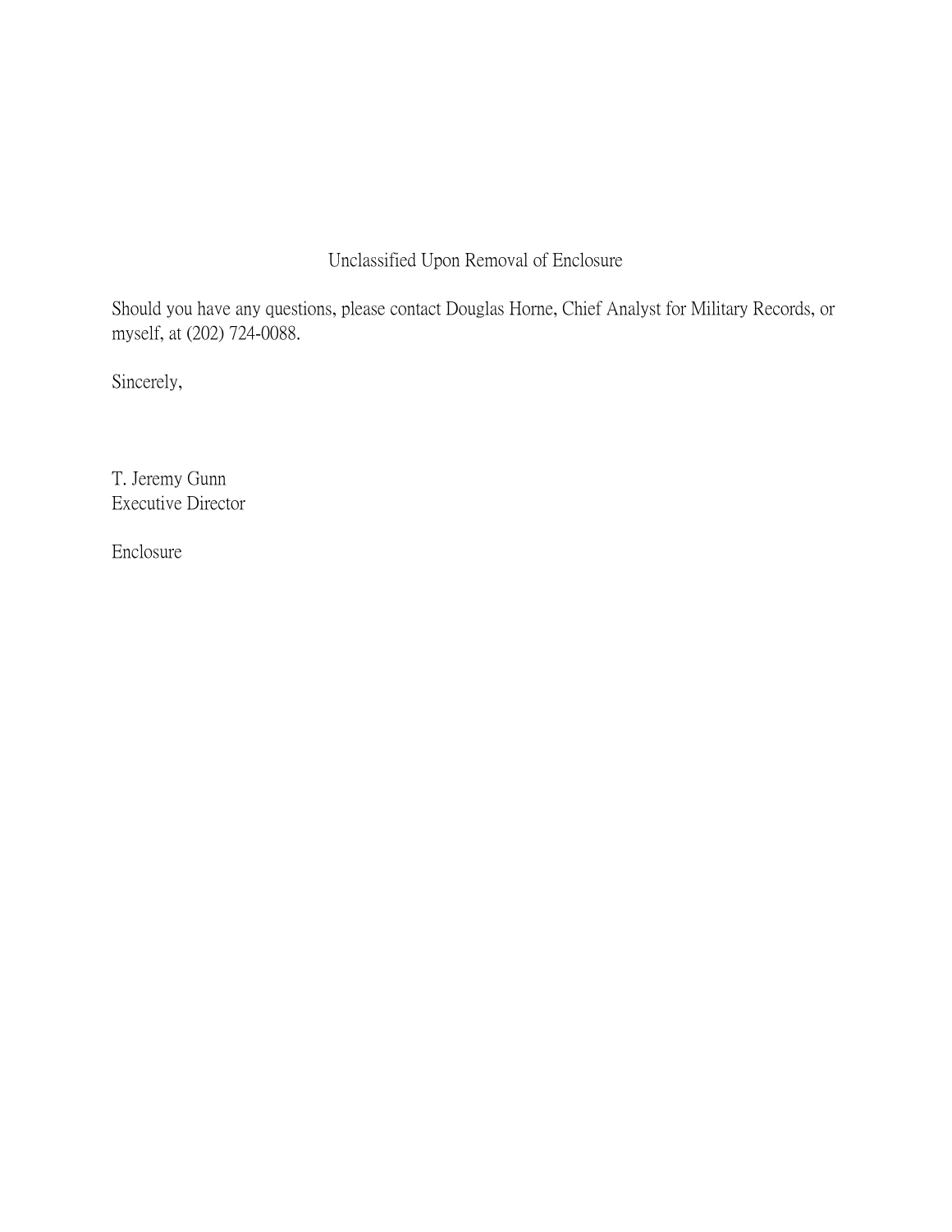Unclassified Upon Removal of Enclosure

Should you have any questions, please contact Douglas Horne, Chief Analyst for Military Records, or myself, at (202) 724-0088.

Sincerely,

T. Jeremy Gunn
Executive Director

Enclosure